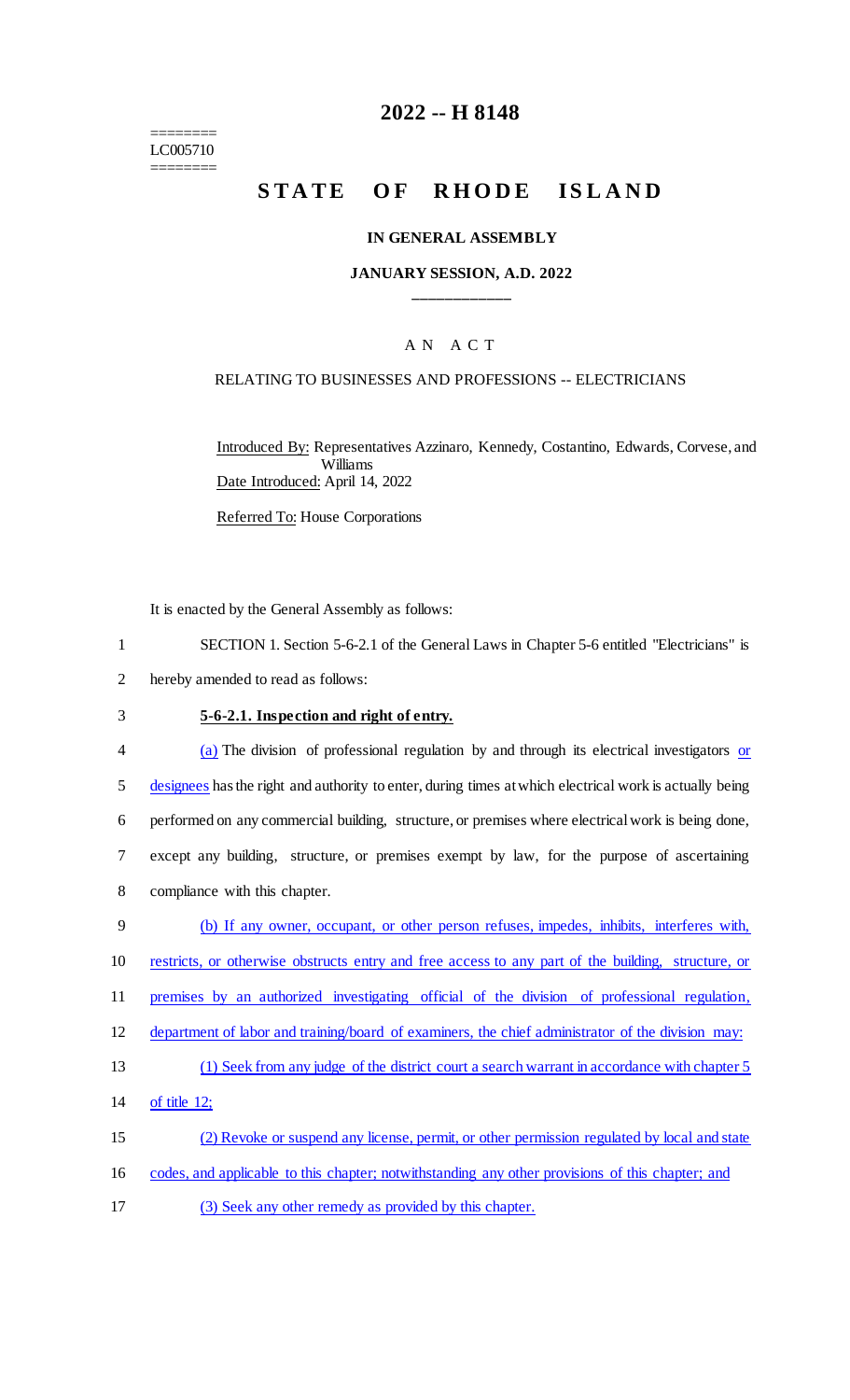========
LC005710
========

# 2022 -- H 8148

# STATE OF RHODE ISLAND

**IN GENERAL ASSEMBLY**

**JANUARY SESSION, A.D. 2022**

\_\_\_\_\_\_\_\_\_\_\_\_

A N A C T

RELATING TO BUSINESSES AND PROFESSIONS -- ELECTRICIANS

Introduced By: Representatives Azzinaro, Kennedy, Costantino, Edwards, Corvese, and Williams

Date Introduced: April 14, 2022

Referred To: House Corporations

It is enacted by the General Assembly as follows:

1 SECTION 1. Section 5-6-2.1 of the General Laws in Chapter 5-6 entitled "Electricians" is
2 hereby amended to read as follows:

3 **5-6-2.1. Inspection and right of entry.**

4 (a) The division of professional regulation by and through its electrical investigators or
5 designees has the right and authority to enter, during times at which electrical work is actually being
6 performed on any commercial building, structure, or premises where electrical work is being done,
7 except any building, structure, or premises exempt by law, for the purpose of ascertaining
8 compliance with this chapter.

9 (b) If any owner, occupant, or other person refuses, impedes, inhibits, interferes with,
10 restricts, or otherwise obstructs entry and free access to any part of the building, structure, or
11 premises by an authorized investigating official of the division of professional regulation,
12 department of labor and training/board of examiners, the chief administrator of the division may:

13 (1) Seek from any judge of the district court a search warrant in accordance with chapter 5
14 of title 12;

15 (2) Revoke or suspend any license, permit, or other permission regulated by local and state
16 codes, and applicable to this chapter; notwithstanding any other provisions of this chapter; and

17 (3) Seek any other remedy as provided by this chapter.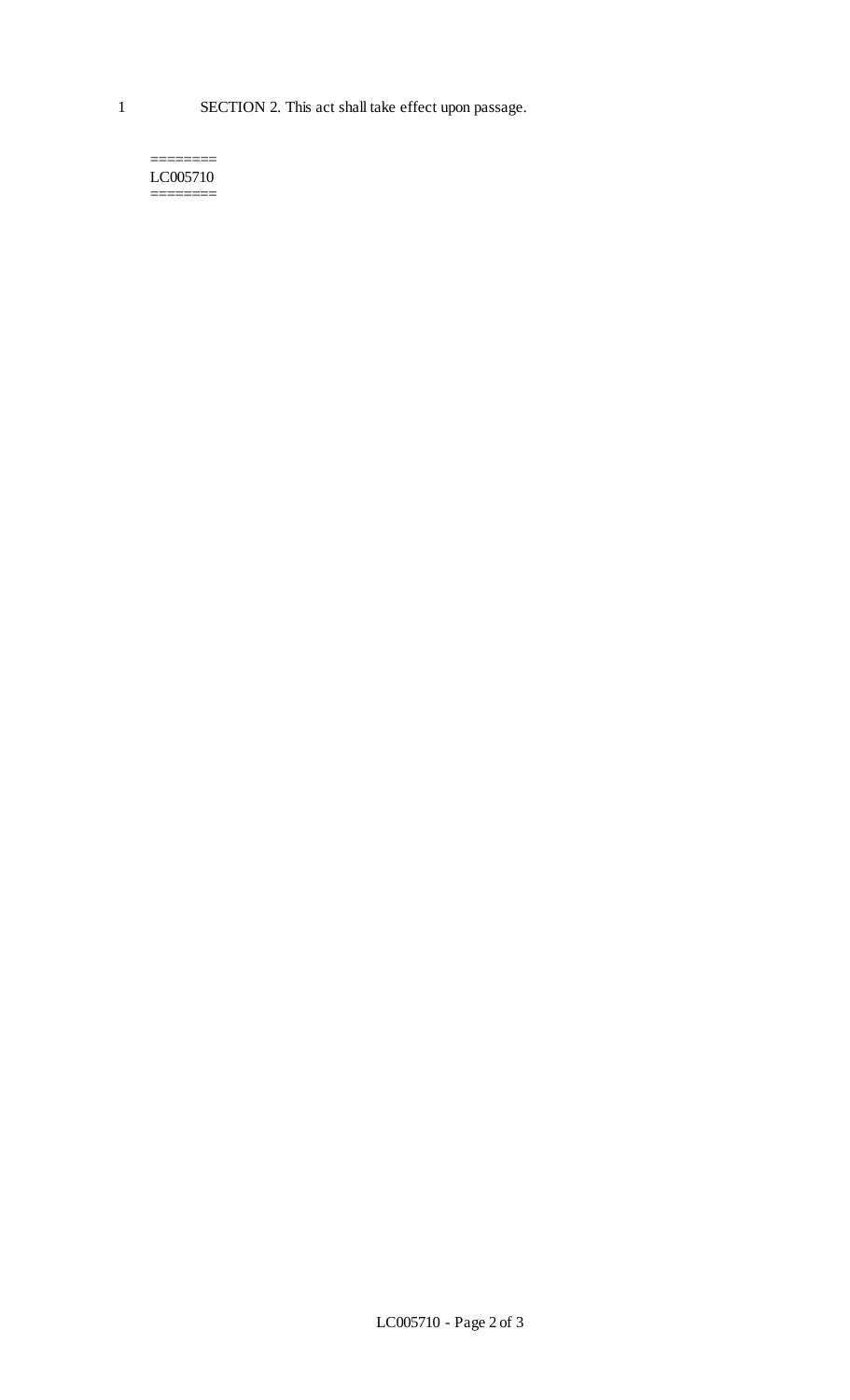1 SECTION 2. This act shall take effect upon passage.

========
LC005710
========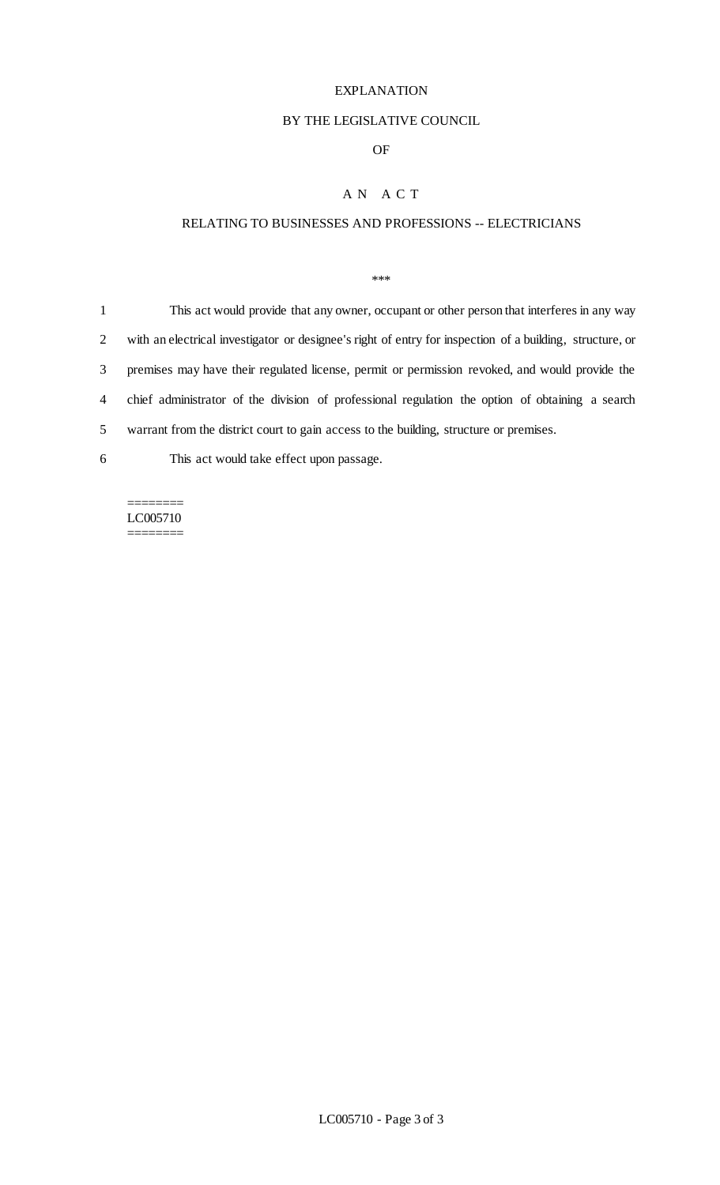EXPLANATION

BY THE LEGISLATIVE COUNCIL

OF

A N A C T

RELATING TO BUSINESSES AND PROFESSIONS -- ELECTRICIANS

\*\*\*

1 This act would provide that any owner, occupant or other person that interferes in any way
2 with an electrical investigator or designee's right of entry for inspection of a building, structure, or
3 premises may have their regulated license, permit or permission revoked, and would provide the
4 chief administrator of the division of professional regulation the option of obtaining a search
5 warrant from the district court to gain access to the building, structure or premises.
6 This act would take effect upon passage.

========
LC005710
========